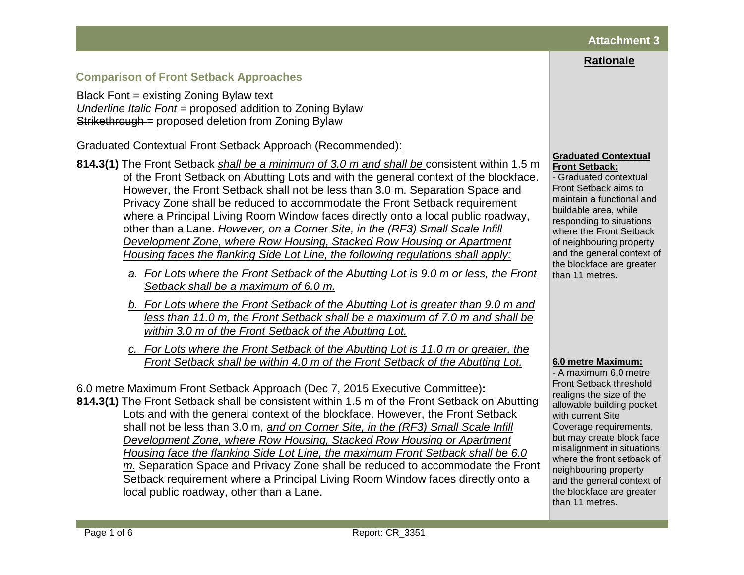**Attachment 3**

## Comparison of Front Setback Approaches

Black Font = existing Zoning Bylaw text
*<u>Underline Italic Font</u>* = proposed addition to Zoning Bylaw
~~Strikethrough~~ = proposed deletion from Zoning Bylaw

<u>Graduated Contextual Front Setback Approach (Recommended):</u>

**814.3(1)** The Front Setback *<u>shall be a minimum of 3.0 m and shall be</u>* consistent within 1.5 m of the Front Setback on Abutting Lots and with the general context of the blockface. ~~However, the Front Setback shall not be less than 3.0 m.~~ Separation Space and Privacy Zone shall be reduced to accommodate the Front Setback requirement where a Principal Living Room Window faces directly onto a local public roadway, other than a Lane. *<u>However, on a Corner Site, in the (RF3) Small Scale Infill Development Zone, where Row Housing, Stacked Row Housing or Apartment Housing faces the flanking Side Lot Line, the following regulations shall apply:</u>*

*<u>a. For Lots where the Front Setback of the Abutting Lot is 9.0 m or less, the Front Setback shall be a maximum of 6.0 m.</u>*

*<u>b. For Lots where the Front Setback of the Abutting Lot is greater than 9.0 m and less than 11.0 m, the Front Setback shall be a maximum of 7.0 m and shall be within 3.0 m of the Front Setback of the Abutting Lot.</u>*

*<u>c. For Lots where the Front Setback of the Abutting Lot is 11.0 m or greater, the Front Setback shall be within 4.0 m of the Front Setback of the Abutting Lot.</u>*

<u>6.0 metre Maximum Front Setback Approach (Dec 7, 2015 Executive Committee)</u>**:**

**814.3(1)** The Front Setback shall be consistent within 1.5 m of the Front Setback on Abutting Lots and with the general context of the blockface. However, the Front Setback shall not be less than 3.0 m*, <u>and on Corner Site, in the (RF3) Small Scale Infill Development Zone, where Row Housing, Stacked Row Housing or Apartment Housing face the flanking Side Lot Line, the maximum Front Setback shall be 6.0 m.</u>* Separation Space and Privacy Zone shall be reduced to accommodate the Front Setback requirement where a Principal Living Room Window faces directly onto a local public roadway, other than a Lane.

### Rationale

**<u>Graduated Contextual Front Setback:</u>**
- Graduated contextual Front Setback aims to maintain a functional and buildable area, while responding to situations where the Front Setback of neighbouring property and the general context of the blockface are greater than 11 metres.

**<u>6.0 metre Maximum:</u>**
- A maximum 6.0 metre Front Setback threshold realigns the size of the allowable building pocket with current Site Coverage requirements, but may create block face misalignment in situations where the front setback of neighbouring property and the general context of the blockface are greater than 11 metres.

Report: CR_3351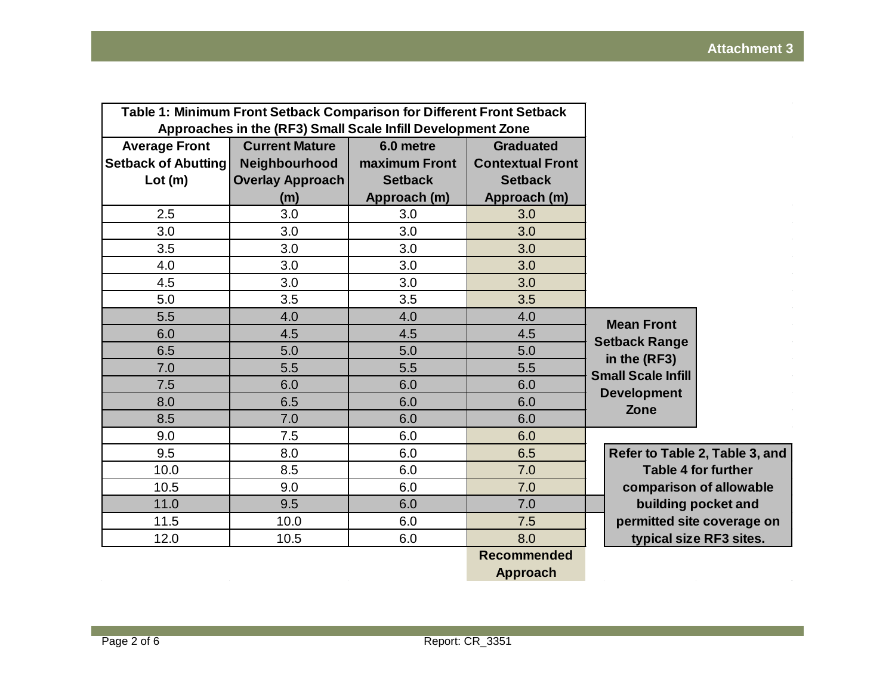**Attachment 3**

**Table 1: Minimum Front Setback Comparison for Different Front Setback Approaches in the (RF3) Small Scale Infill Development Zone**

| Average Front Setback of Abutting Lot (m) | Current Mature Neighbourhood Overlay Approach (m) | 6.0 metre maximum Front Setback Approach (m) | Graduated Contextual Front Setback Approach (m) |
|---|---|---|---|
| 2.5 | 3.0 | 3.0 | 3.0 |
| 3.0 | 3.0 | 3.0 | 3.0 |
| 3.5 | 3.0 | 3.0 | 3.0 |
| 4.0 | 3.0 | 3.0 | 3.0 |
| 4.5 | 3.0 | 3.0 | 3.0 |
| 5.0 | 3.5 | 3.5 | 3.5 |
| 5.5 | 4.0 | 4.0 | 4.0 |
| 6.0 | 4.5 | 4.5 | 4.5 |
| 6.5 | 5.0 | 5.0 | 5.0 |
| 7.0 | 5.5 | 5.5 | 5.5 |
| 7.5 | 6.0 | 6.0 | 6.0 |
| 8.0 | 6.5 | 6.0 | 6.0 |
| 8.5 | 7.0 | 6.0 | 6.0 |
| 9.0 | 7.5 | 6.0 | 6.0 |
| 9.5 | 8.0 | 6.0 | 6.5 |
| 10.0 | 8.5 | 6.0 | 7.0 |
| 10.5 | 9.0 | 6.0 | 7.0 |
| 11.0 | 9.5 | 6.0 | 7.0 |
| 11.5 | 10.0 | 6.0 | 7.5 |
| 12.0 | 10.5 | 6.0 | 8.0 |
| | | | **Recommended Approach** |

**Mean Front Setback Range in the (RF3) Small Scale Infill Development Zone** (rows 5.5 to 8.5)

**Refer to Table 2, Table 3, and Table 4 for further comparison of allowable building pocket and permitted site coverage on typical size RF3 sites.**

Report: CR_3351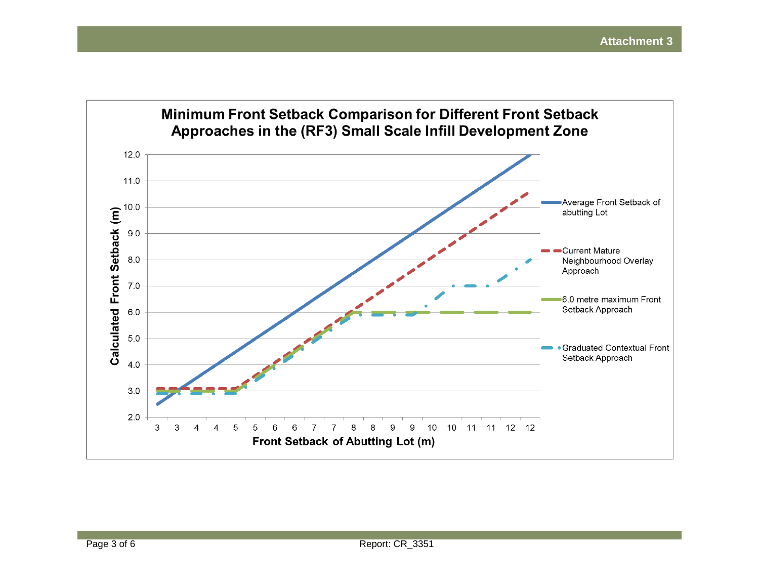**Minimum Front Setback Comparison for Different Front Setback Approaches in the (RF3) Small Scale Infill Development Zone**

Calculated Front Setback (m): 2.0, 3.0, 4.0, 5.0, 6.0, 7.0, 8.0, 9.0, 10.0, 11.0, 12.0

Front Setback of Abutting Lot (m): 3, 3, 4, 4, 5, 5, 6, 6, 7, 7, 8, 8, 9, 9, 10, 10, 11, 11, 12, 12

Legend:
- Average Front Setback of abutting Lot
- Current Mature Neighbourhood Overlay Approach
- 6.0 metre maximum Front Setback Approach
- Graduated Contextual Front Setback Approach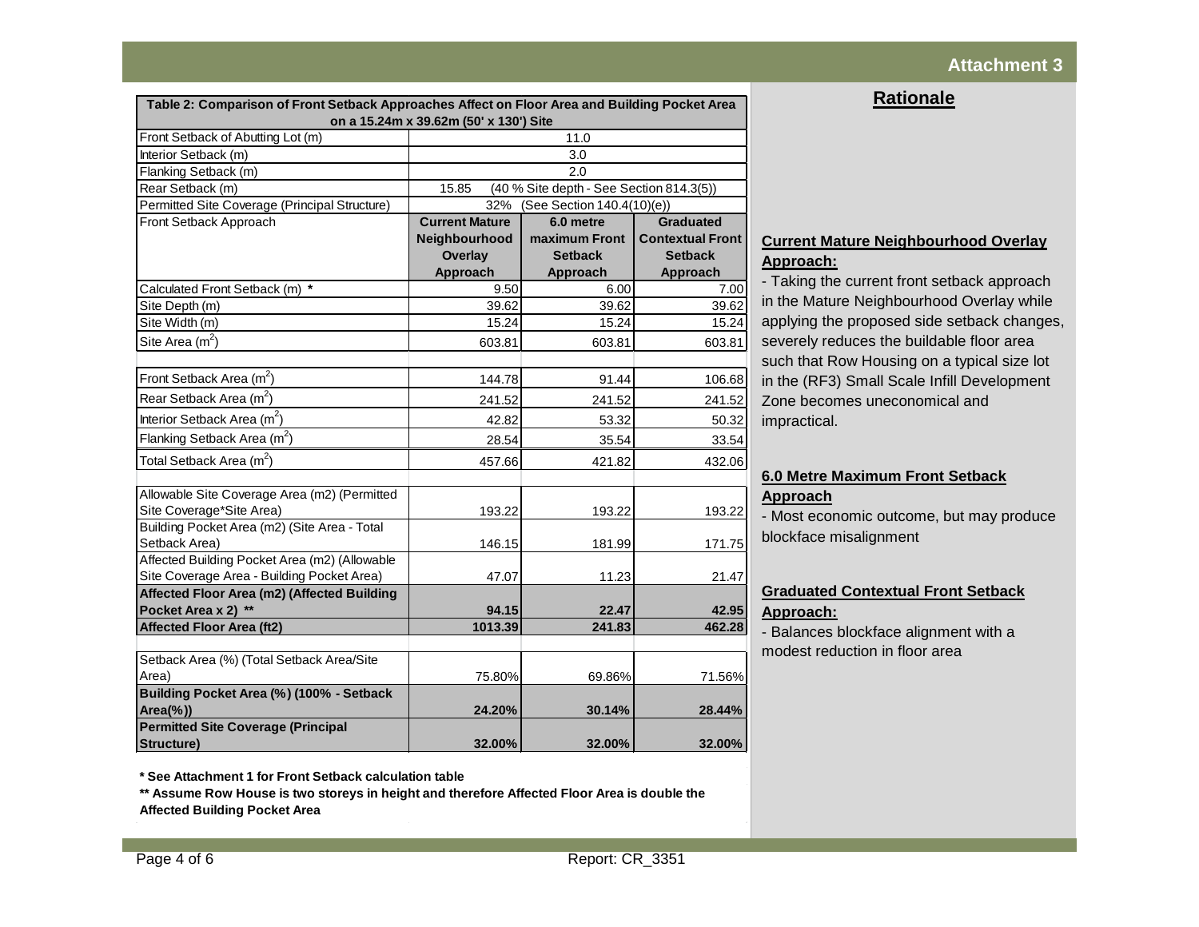## Attachment 3

| Table 2: Comparison of Front Setback Approaches Affect on Floor Area and Building Pocket Area on a 15.24m x 39.62m (50' x 130') Site | | | |
|---|---|---|---|
| Front Setback of Abutting Lot (m) | 11.0 | | |
| Interior Setback (m) | 3.0 | | |
| Flanking Setback (m) | 2.0 | | |
| Rear Setback (m) | 15.85 (40 % Site depth - See Section 814.3(5)) | | |
| Permitted Site Coverage (Principal Structure) | 32% (See Section 140.4(10)(e)) | | |
| Front Setback Approach | **Current Mature Neighbourhood Overlay Approach** | **6.0 metre maximum Front Setback Approach** | **Graduated Contextual Front Setback Approach** |
| Calculated Front Setback (m) * | 9.50 | 6.00 | 7.00 |
| Site Depth (m) | 39.62 | 39.62 | 39.62 |
| Site Width (m) | 15.24 | 15.24 | 15.24 |
| Site Area ($m^2$) | 603.81 | 603.81 | 603.81 |
| | | | |
| Front Setback Area ($m^2$) | 144.78 | 91.44 | 106.68 |
| Rear Setback Area ($m^2$) | 241.52 | 241.52 | 241.52 |
| Interior Setback Area ($m^2$) | 42.82 | 53.32 | 50.32 |
| Flanking Setback Area ($m^2$) | 28.54 | 35.54 | 33.54 |
| Total Setback Area ($m^2$) | 457.66 | 421.82 | 432.06 |
| | | | |
| Allowable Site Coverage Area (m2) (Permitted Site Coverage*Site Area) | 193.22 | 193.22 | 193.22 |
| Building Pocket Area (m2) (Site Area - Total Setback Area) | 146.15 | 181.99 | 171.75 |
| Affected Building Pocket Area (m2) (Allowable Site Coverage Area - Building Pocket Area) | 47.07 | 11.23 | 21.47 |
| **Affected Floor Area (m2) (Affected Building Pocket Area x 2) \*\*** | **94.15** | **22.47** | **42.95** |
| **Affected Floor Area (ft2)** | **1013.39** | **241.83** | **462.28** |
| | | | |
| Setback Area (%) (Total Setback Area/Site Area) | 75.80% | 69.86% | 71.56% |
| **Building Pocket Area (%) (100% - Setback Area(%))** | **24.20%** | **30.14%** | **28.44%** |
| **Permitted Site Coverage (Principal Structure)** | **32.00%** | **32.00%** | **32.00%** |

**\* See Attachment 1 for Front Setback calculation table**

**\*\* Assume Row House is two storeys in height and therefore Affected Floor Area is double the Affected Building Pocket Area**

## Rationale

**Current Mature Neighbourhood Overlay Approach:**

- Taking the current front setback approach in the Mature Neighbourhood Overlay while applying the proposed side setback changes, severely reduces the buildable floor area such that Row Housing on a typical size lot in the (RF3) Small Scale Infill Development Zone becomes uneconomical and impractical.

**6.0 Metre Maximum Front Setback Approach**

- Most economic outcome, but may produce blockface misalignment

**Graduated Contextual Front Setback Approach:**

- Balances blockface alignment with a modest reduction in floor area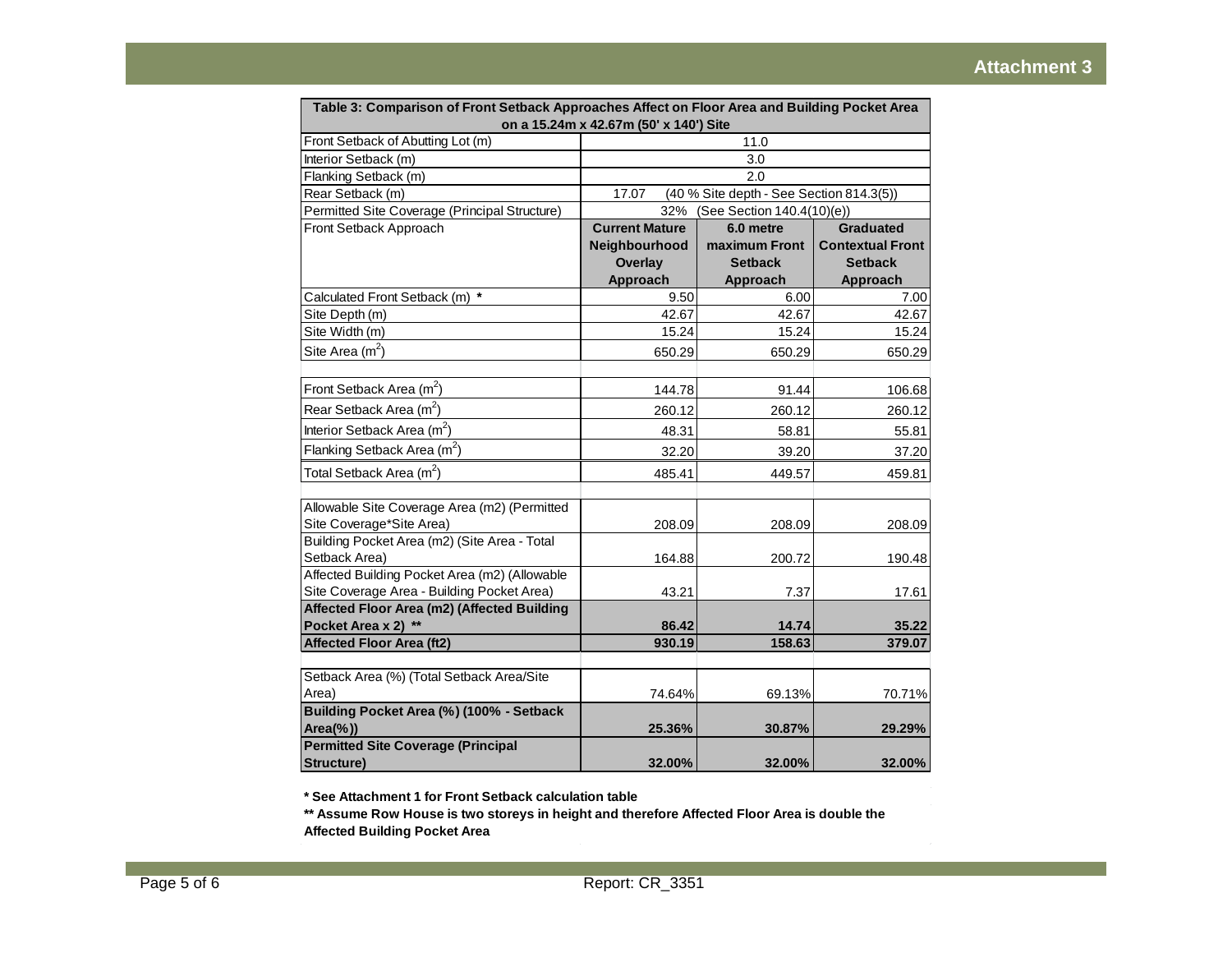# Attachment 3

| Table 3: Comparison of Front Setback Approaches Affect on Floor Area and Building Pocket Area on a 15.24m x 42.67m (50' x 140') Site | | | |
|---|---|---|---|
| Front Setback of Abutting Lot (m) | 11.0 | | |
| Interior Setback (m) | 3.0 | | |
| Flanking Setback (m) | 2.0 | | |
| Rear Setback (m) | 17.07 (40 % Site depth - See Section 814.3(5)) | | |
| Permitted Site Coverage (Principal Structure) | 32% (See Section 140.4(10)(e)) | | |
| Front Setback Approach | **Current Mature Neighbourhood Overlay Approach** | **6.0 metre maximum Front Setback Approach** | **Graduated Contextual Front Setback Approach** |
| Calculated Front Setback (m) * | 9.50 | 6.00 | 7.00 |
| Site Depth (m) | 42.67 | 42.67 | 42.67 |
| Site Width (m) | 15.24 | 15.24 | 15.24 |
| Site Area ($m^2$) | 650.29 | 650.29 | 650.29 |
| | | | |
| Front Setback Area ($m^2$) | 144.78 | 91.44 | 106.68 |
| Rear Setback Area ($m^2$) | 260.12 | 260.12 | 260.12 |
| Interior Setback Area ($m^2$) | 48.31 | 58.81 | 55.81 |
| Flanking Setback Area ($m^2$) | 32.20 | 39.20 | 37.20 |
| Total Setback Area ($m^2$) | 485.41 | 449.57 | 459.81 |
| | | | |
| Allowable Site Coverage Area (m2) (Permitted Site Coverage*Site Area) | 208.09 | 208.09 | 208.09 |
| Building Pocket Area (m2) (Site Area - Total Setback Area) | 164.88 | 200.72 | 190.48 |
| Affected Building Pocket Area (m2) (Allowable Site Coverage Area - Building Pocket Area) | 43.21 | 7.37 | 17.61 |
| **Affected Floor Area (m2) (Affected Building Pocket Area x 2) ** ** | **86.42** | **14.74** | **35.22** |
| **Affected Floor Area (ft2)** | **930.19** | **158.63** | **379.07** |
| | | | |
| Setback Area (%) (Total Setback Area/Site Area) | 74.64% | 69.13% | 70.71% |
| **Building Pocket Area (%) (100% - Setback Area(%))** | **25.36%** | **30.87%** | **29.29%** |
| **Permitted Site Coverage (Principal Structure)** | **32.00%** | **32.00%** | **32.00%** |

**\* See Attachment 1 for Front Setback calculation table**

**\*\* Assume Row House is two storeys in height and therefore Affected Floor Area is double the Affected Building Pocket Area**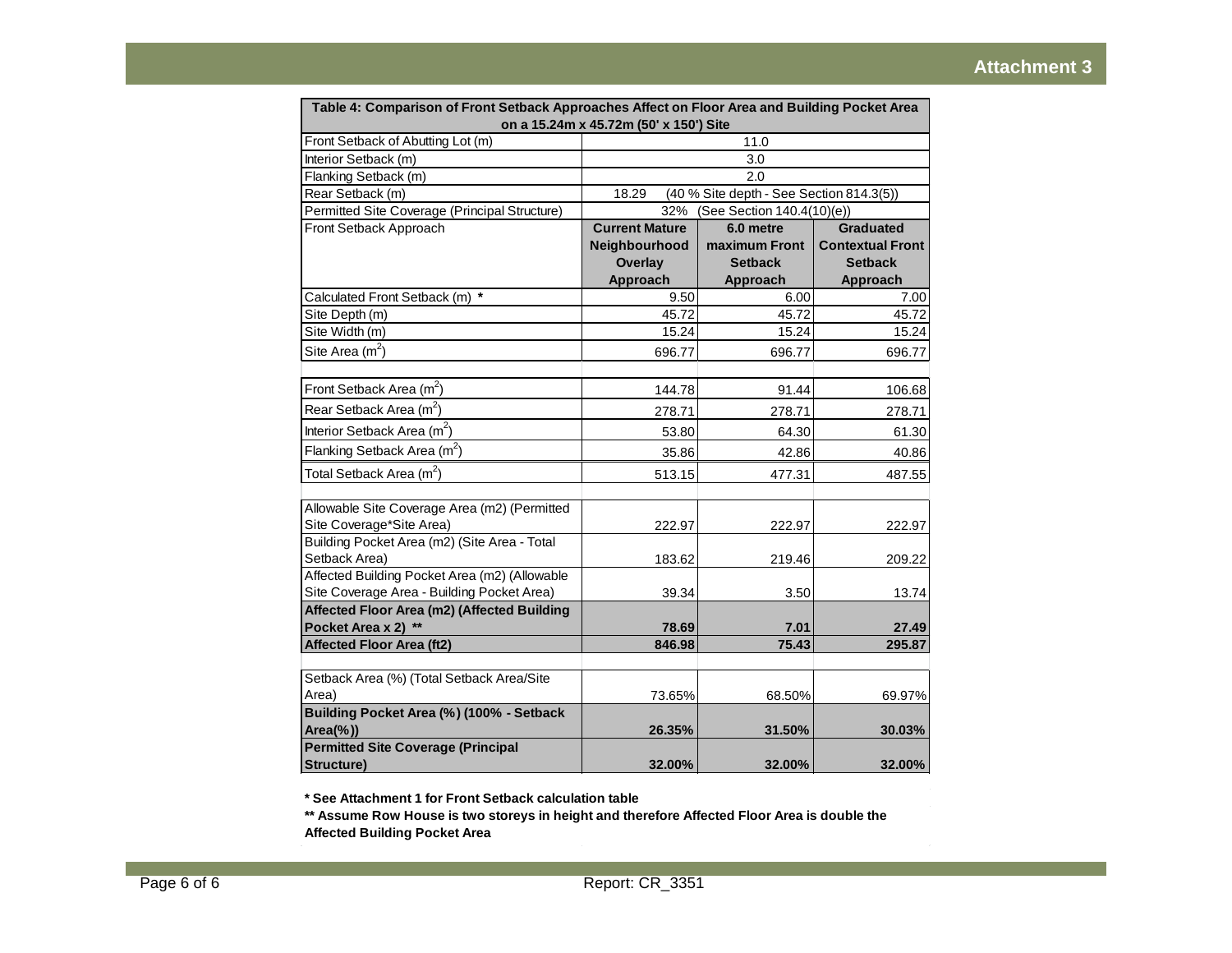Attachment 3

| Table 4: Comparison of Front Setback Approaches Affect on Floor Area and Building Pocket Area on a 15.24m x 45.72m (50' x 150') Site | | | |
|---|---|---|---|
| Front Setback of Abutting Lot (m) | 11.0 | | |
| Interior Setback (m) | 3.0 | | |
| Flanking Setback (m) | 2.0 | | |
| Rear Setback (m) | 18.29 (40 % Site depth - See Section 814.3(5)) | | |
| Permitted Site Coverage (Principal Structure) | 32% (See Section 140.4(10)(e)) | | |
| Front Setback Approach | **Current Mature Neighbourhood Overlay Approach** | **6.0 metre maximum Front Setback Approach** | **Graduated Contextual Front Setback Approach** |
| Calculated Front Setback (m) * | 9.50 | 6.00 | 7.00 |
| Site Depth (m) | 45.72 | 45.72 | 45.72 |
| Site Width (m) | 15.24 | 15.24 | 15.24 |
| Site Area ($m^2$) | 696.77 | 696.77 | 696.77 |
| | | | |
| Front Setback Area ($m^2$) | 144.78 | 91.44 | 106.68 |
| Rear Setback Area ($m^2$) | 278.71 | 278.71 | 278.71 |
| Interior Setback Area ($m^2$) | 53.80 | 64.30 | 61.30 |
| Flanking Setback Area ($m^2$) | 35.86 | 42.86 | 40.86 |
| Total Setback Area ($m^2$) | 513.15 | 477.31 | 487.55 |
| | | | |
| Allowable Site Coverage Area (m2) (Permitted Site Coverage*Site Area) | 222.97 | 222.97 | 222.97 |
| Building Pocket Area (m2) (Site Area - Total Setback Area) | 183.62 | 219.46 | 209.22 |
| Affected Building Pocket Area (m2) (Allowable Site Coverage Area - Building Pocket Area) | 39.34 | 3.50 | 13.74 |
| **Affected Floor Area (m2) (Affected Building Pocket Area x 2) ** ** | **78.69** | **7.01** | **27.49** |
| **Affected Floor Area (ft2)** | **846.98** | **75.43** | **295.87** |
| | | | |
| Setback Area (%) (Total Setback Area/Site Area) | 73.65% | 68.50% | 69.97% |
| **Building Pocket Area (%) (100% - Setback Area(%))** | **26.35%** | **31.50%** | **30.03%** |
| **Permitted Site Coverage (Principal Structure)** | **32.00%** | **32.00%** | **32.00%** |

**\* See Attachment 1 for Front Setback calculation table**

**\*\* Assume Row House is two storeys in height and therefore Affected Floor Area is double the Affected Building Pocket Area**

Report: CR_3351